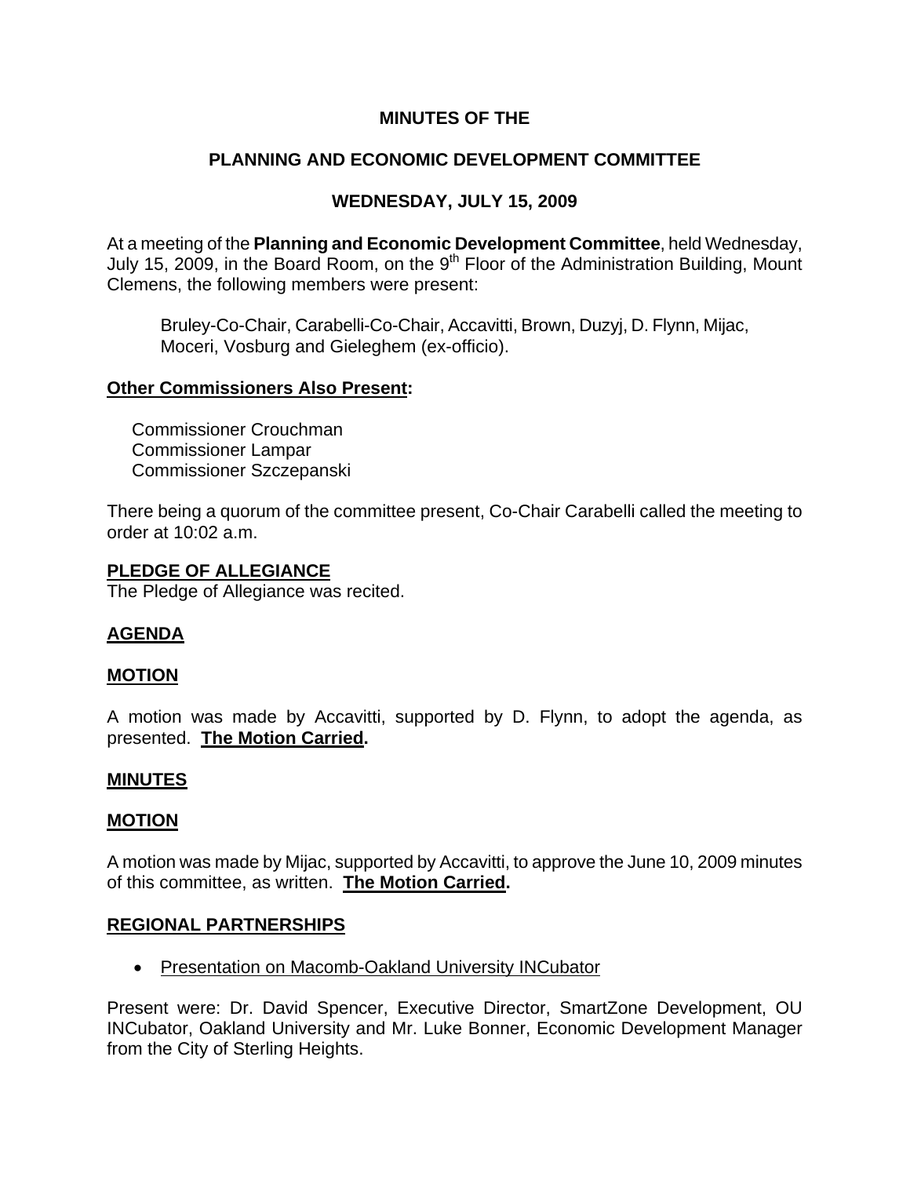# MINUTES OF THE

# PLANNING AND ECONOMIC DEVELOPMENT COMMITTEE

## WEDNESDAY, JULY 15, 2009

At a meeting of the **Planning and Economic Development Committee**, held Wednesday, July 15, 2009, in the Board Room, on the 9th Floor of the Administration Building, Mount Clemens, the following members were present:

> Bruley-Co-Chair, Carabelli-Co-Chair, Accavitti, Brown, Duzyj, D. Flynn, Mijac, Moceri, Vosburg and Gieleghem (ex-officio).

**Other Commissioners Also Present:**

Commissioner Crouchman
Commissioner Lampar
Commissioner Szczepanski

There being a quorum of the committee present, Co-Chair Carabelli called the meeting to order at 10:02 a.m.

**PLEDGE OF ALLEGIANCE**
The Pledge of Allegiance was recited.

**AGENDA**

**MOTION**

A motion was made by Accavitti, supported by D. Flynn, to adopt the agenda, as presented. **The Motion Carried.**

**MINUTES**

**MOTION**

A motion was made by Mijac, supported by Accavitti, to approve the June 10, 2009 minutes of this committee, as written. **The Motion Carried.**

**REGIONAL PARTNERSHIPS**

- Presentation on Macomb-Oakland University INCubator

Present were: Dr. David Spencer, Executive Director, SmartZone Development, OU INCubator, Oakland University and Mr. Luke Bonner, Economic Development Manager from the City of Sterling Heights.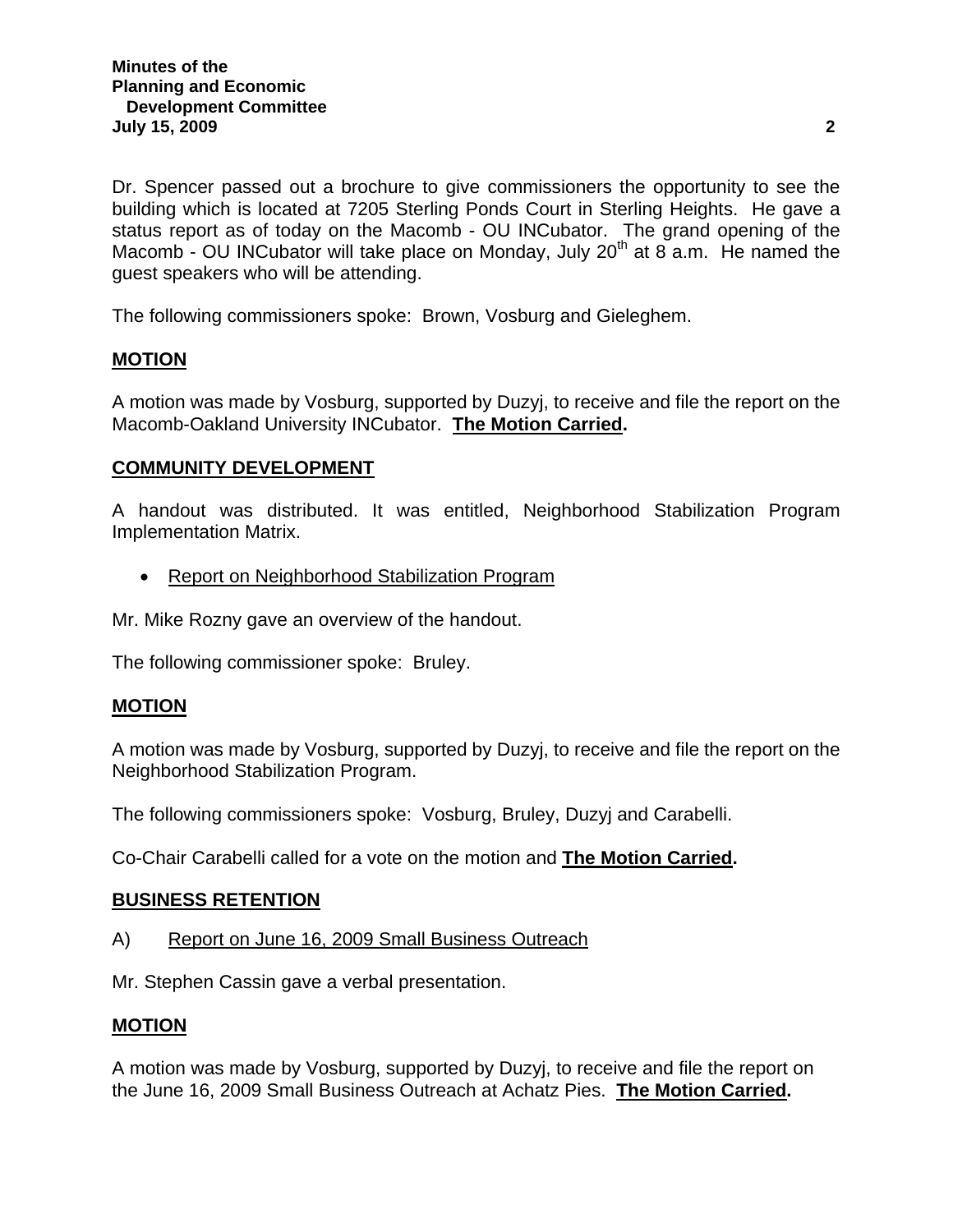Dr. Spencer passed out a brochure to give commissioners the opportunity to see the building which is located at 7205 Sterling Ponds Court in Sterling Heights. He gave a status report as of today on the Macomb - OU INCubator. The grand opening of the Macomb - OU INCubator will take place on Monday, July 20th at 8 a.m. He named the guest speakers who will be attending.

The following commissioners spoke: Brown, Vosburg and Gieleghem.

**MOTION**

A motion was made by Vosburg, supported by Duzyj, to receive and file the report on the Macomb-Oakland University INCubator. **The Motion Carried.**

**COMMUNITY DEVELOPMENT**

A handout was distributed. It was entitled, Neighborhood Stabilization Program Implementation Matrix.

- Report on Neighborhood Stabilization Program

Mr. Mike Rozny gave an overview of the handout.

The following commissioner spoke: Bruley.

**MOTION**

A motion was made by Vosburg, supported by Duzyj, to receive and file the report on the Neighborhood Stabilization Program.

The following commissioners spoke: Vosburg, Bruley, Duzyj and Carabelli.

Co-Chair Carabelli called for a vote on the motion and **The Motion Carried.**

**BUSINESS RETENTION**

A) Report on June 16, 2009 Small Business Outreach

Mr. Stephen Cassin gave a verbal presentation.

**MOTION**

A motion was made by Vosburg, supported by Duzyj, to receive and file the report on the June 16, 2009 Small Business Outreach at Achatz Pies. **The Motion Carried.**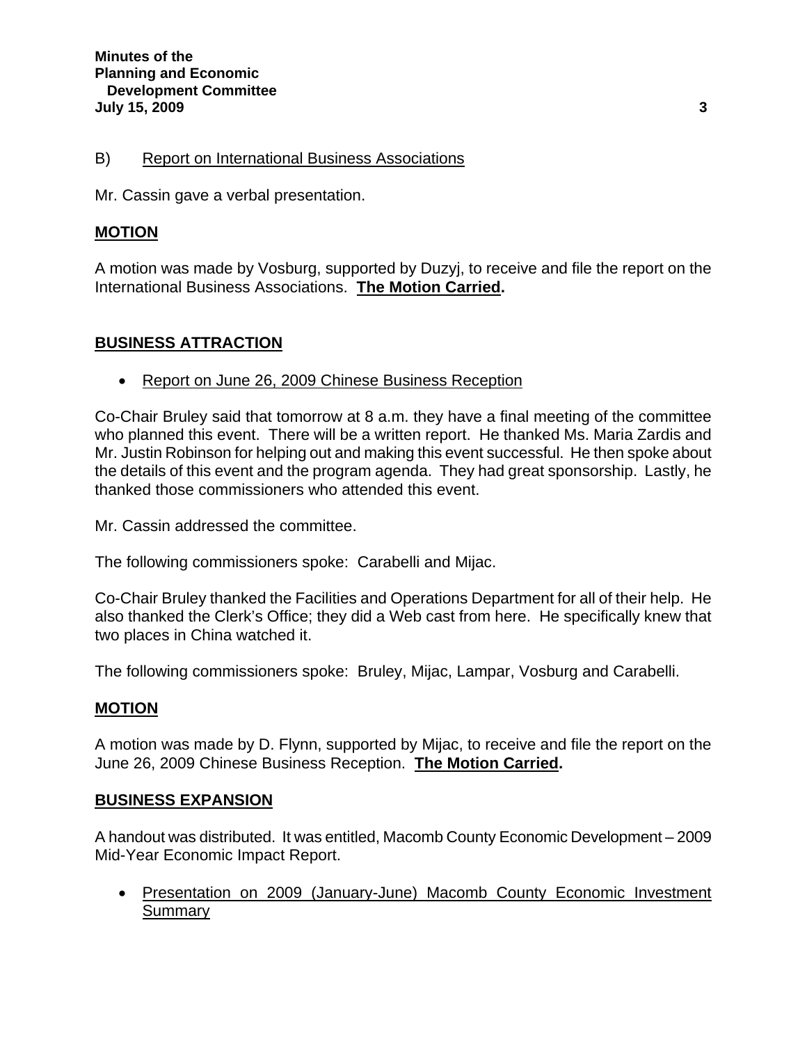B) Report on International Business Associations

Mr. Cassin gave a verbal presentation.

**MOTION**

A motion was made by Vosburg, supported by Duzyj, to receive and file the report on the International Business Associations. **The Motion Carried.**

**BUSINESS ATTRACTION**

- Report on June 26, 2009 Chinese Business Reception

Co-Chair Bruley said that tomorrow at 8 a.m. they have a final meeting of the committee who planned this event. There will be a written report. He thanked Ms. Maria Zardis and Mr. Justin Robinson for helping out and making this event successful. He then spoke about the details of this event and the program agenda. They had great sponsorship. Lastly, he thanked those commissioners who attended this event.

Mr. Cassin addressed the committee.

The following commissioners spoke: Carabelli and Mijac.

Co-Chair Bruley thanked the Facilities and Operations Department for all of their help. He also thanked the Clerk's Office; they did a Web cast from here. He specifically knew that two places in China watched it.

The following commissioners spoke: Bruley, Mijac, Lampar, Vosburg and Carabelli.

**MOTION**

A motion was made by D. Flynn, supported by Mijac, to receive and file the report on the June 26, 2009 Chinese Business Reception. **The Motion Carried.**

**BUSINESS EXPANSION**

A handout was distributed. It was entitled, Macomb County Economic Development – 2009 Mid-Year Economic Impact Report.

- Presentation on 2009 (January-June) Macomb County Economic Investment Summary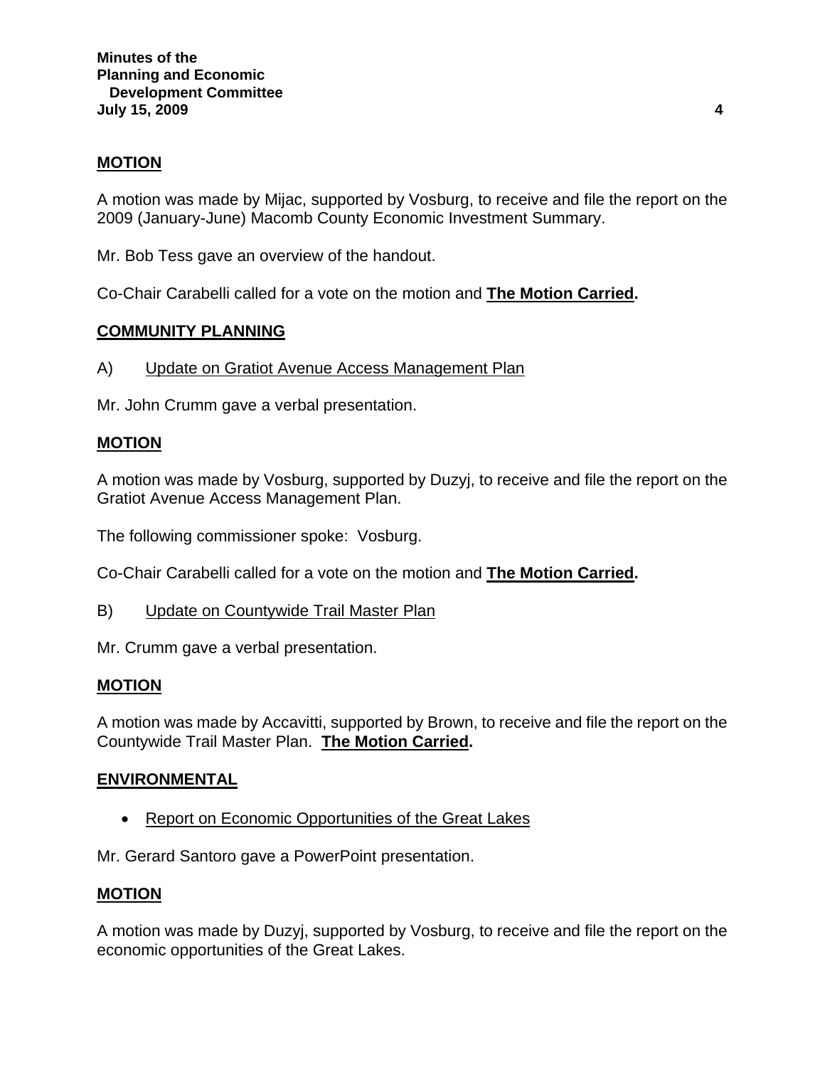**MOTION**

A motion was made by Mijac, supported by Vosburg, to receive and file the report on the 2009 (January-June) Macomb County Economic Investment Summary.

Mr. Bob Tess gave an overview of the handout.

Co-Chair Carabelli called for a vote on the motion and **The Motion Carried.**

**COMMUNITY PLANNING**

A) Update on Gratiot Avenue Access Management Plan

Mr. John Crumm gave a verbal presentation.

**MOTION**

A motion was made by Vosburg, supported by Duzyj, to receive and file the report on the Gratiot Avenue Access Management Plan.

The following commissioner spoke: Vosburg.

Co-Chair Carabelli called for a vote on the motion and **The Motion Carried.**

B) Update on Countywide Trail Master Plan

Mr. Crumm gave a verbal presentation.

**MOTION**

A motion was made by Accavitti, supported by Brown, to receive and file the report on the Countywide Trail Master Plan. **The Motion Carried.**

**ENVIRONMENTAL**

- Report on Economic Opportunities of the Great Lakes

Mr. Gerard Santoro gave a PowerPoint presentation.

**MOTION**

A motion was made by Duzyj, supported by Vosburg, to receive and file the report on the economic opportunities of the Great Lakes.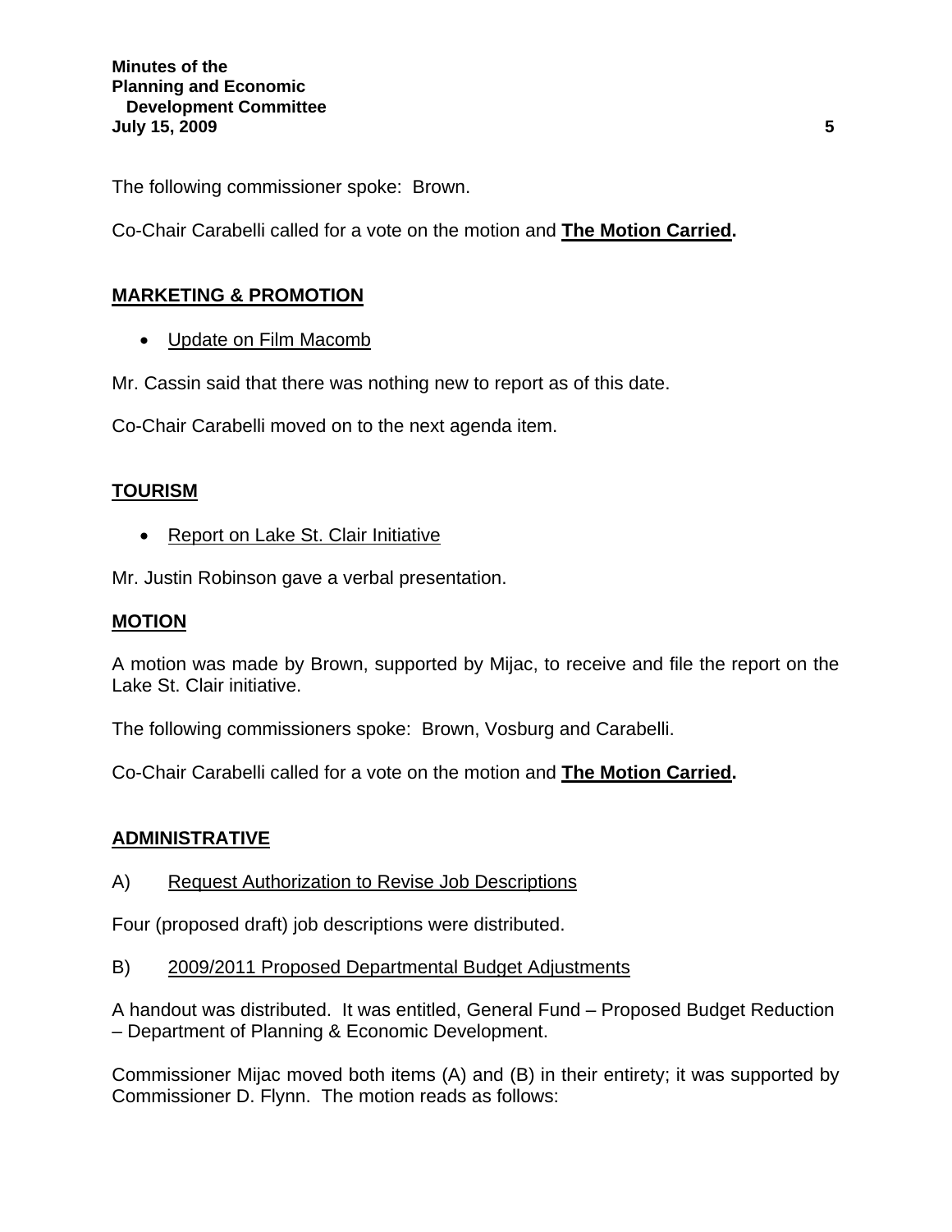The following commissioner spoke: Brown.

Co-Chair Carabelli called for a vote on the motion and **The Motion Carried.**

## MARKETING & PROMOTION

- Update on Film Macomb

Mr. Cassin said that there was nothing new to report as of this date.

Co-Chair Carabelli moved on to the next agenda item.

## TOURISM

- Report on Lake St. Clair Initiative

Mr. Justin Robinson gave a verbal presentation.

## MOTION

A motion was made by Brown, supported by Mijac, to receive and file the report on the Lake St. Clair initiative.

The following commissioners spoke: Brown, Vosburg and Carabelli.

Co-Chair Carabelli called for a vote on the motion and **The Motion Carried.**

## ADMINISTRATIVE

A) Request Authorization to Revise Job Descriptions

Four (proposed draft) job descriptions were distributed.

B) 2009/2011 Proposed Departmental Budget Adjustments

A handout was distributed. It was entitled, General Fund – Proposed Budget Reduction – Department of Planning & Economic Development.

Commissioner Mijac moved both items (A) and (B) in their entirety; it was supported by Commissioner D. Flynn. The motion reads as follows: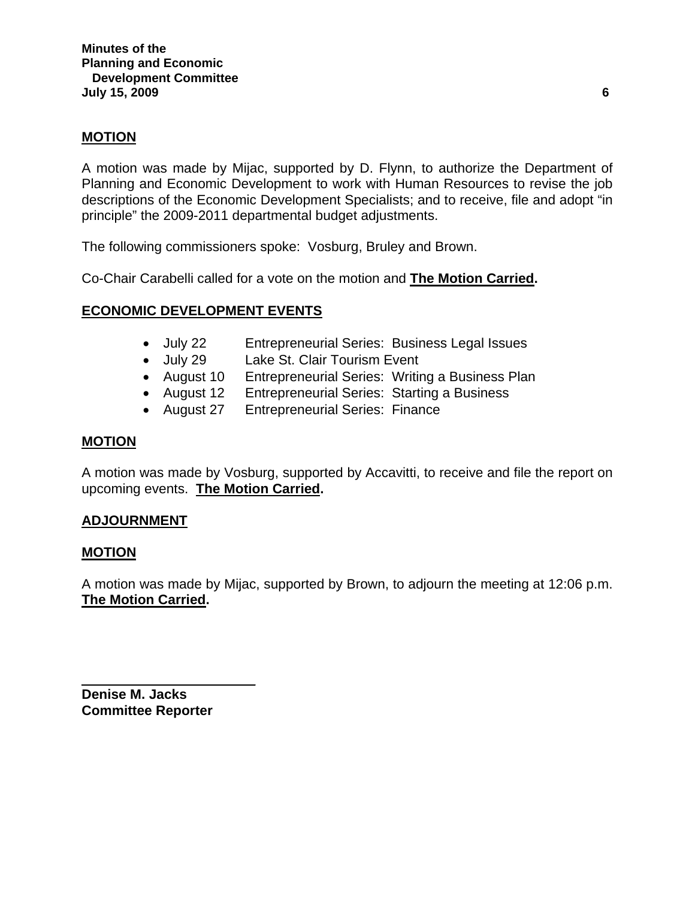**MOTION**

A motion was made by Mijac, supported by D. Flynn, to authorize the Department of Planning and Economic Development to work with Human Resources to revise the job descriptions of the Economic Development Specialists; and to receive, file and adopt "in principle" the 2009-2011 departmental budget adjustments.

The following commissioners spoke: Vosburg, Bruley and Brown.

Co-Chair Carabelli called for a vote on the motion and **The Motion Carried.**

**ECONOMIC DEVELOPMENT EVENTS**

- July 22 Entrepreneurial Series: Business Legal Issues
- July 29 Lake St. Clair Tourism Event
- August 10 Entrepreneurial Series: Writing a Business Plan
- August 12 Entrepreneurial Series: Starting a Business
- August 27 Entrepreneurial Series: Finance

**MOTION**

A motion was made by Vosburg, supported by Accavitti, to receive and file the report on upcoming events. **The Motion Carried.**

**ADJOURNMENT**

**MOTION**

A motion was made by Mijac, supported by Brown, to adjourn the meeting at 12:06 p.m. **The Motion Carried.**

\_\_\_\_\_\_\_\_\_\_\_\_\_\_\_\_\_\_\_\_\_\_\_\_

**Denise M. Jacks**
**Committee Reporter**